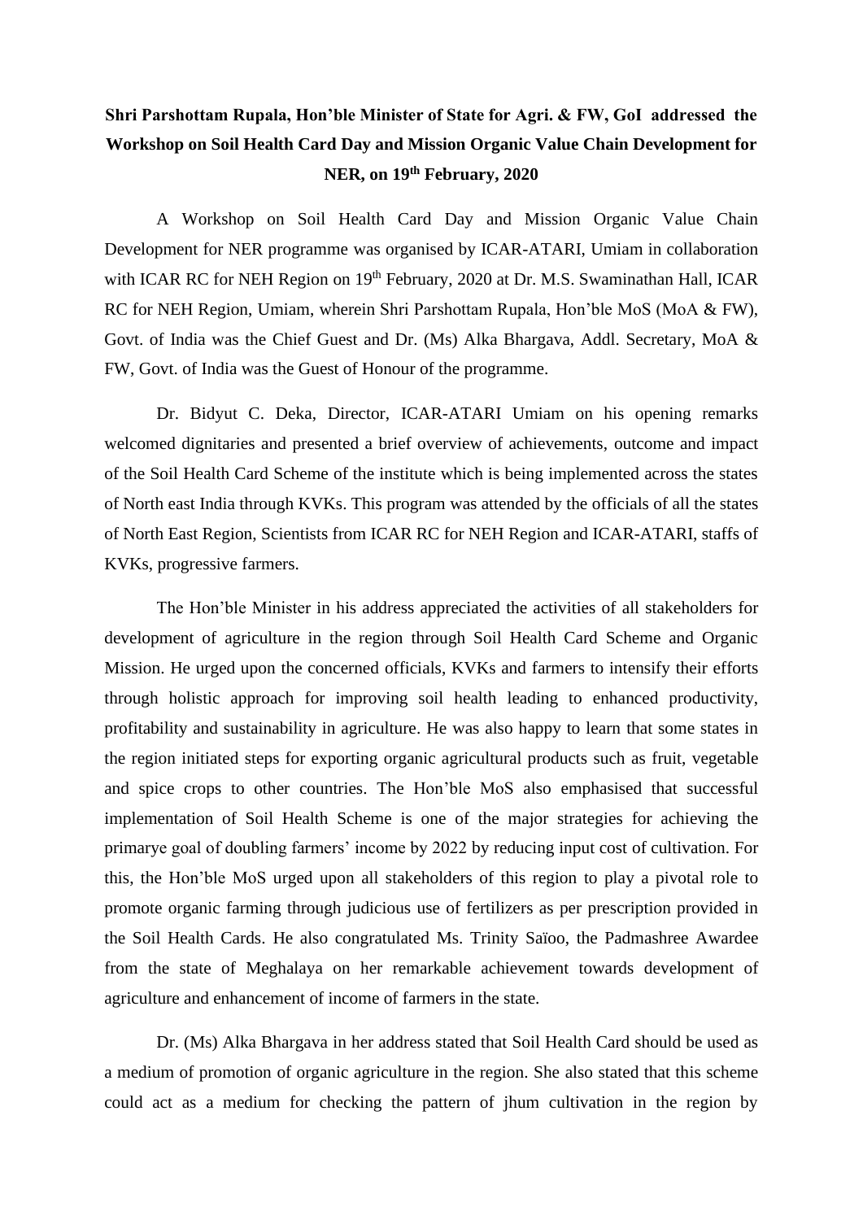# Shri Parshottam Rupala, Hon'ble Minister of State for Agri. & FW, GoI addressed the Workshop on Soil Health Card Day and Mission Organic Value Chain Development for NER, on 19th February, 2020

A Workshop on Soil Health Card Day and Mission Organic Value Chain Development for NER programme was organised by ICAR-ATARI, Umiam in collaboration with ICAR RC for NEH Region on 19th February, 2020 at Dr. M.S. Swaminathan Hall, ICAR RC for NEH Region, Umiam, wherein Shri Parshottam Rupala, Hon'ble MoS (MoA & FW), Govt. of India was the Chief Guest and Dr. (Ms) Alka Bhargava, Addl. Secretary, MoA & FW, Govt. of India was the Guest of Honour of the programme.

Dr. Bidyut C. Deka, Director, ICAR-ATARI Umiam on his opening remarks welcomed dignitaries and presented a brief overview of achievements, outcome and impact of the Soil Health Card Scheme of the institute which is being implemented across the states of North east India through KVKs. This program was attended by the officials of all the states of North East Region, Scientists from ICAR RC for NEH Region and ICAR-ATARI, staffs of KVKs, progressive farmers.

The Hon'ble Minister in his address appreciated the activities of all stakeholders for development of agriculture in the region through Soil Health Card Scheme and Organic Mission. He urged upon the concerned officials, KVKs and farmers to intensify their efforts through holistic approach for improving soil health leading to enhanced productivity, profitability and sustainability in agriculture. He was also happy to learn that some states in the region initiated steps for exporting organic agricultural products such as fruit, vegetable and spice crops to other countries. The Hon'ble MoS also emphasised that successful implementation of Soil Health Scheme is one of the major strategies for achieving the primarye goal of doubling farmers' income by 2022 by reducing input cost of cultivation. For this, the Hon'ble MoS urged upon all stakeholders of this region to play a pivotal role to promote organic farming through judicious use of fertilizers as per prescription provided in the Soil Health Cards. He also congratulated Ms. Trinity Saïoo, the Padmashree Awardee from the state of Meghalaya on her remarkable achievement towards development of agriculture and enhancement of income of farmers in the state.

Dr. (Ms) Alka Bhargava in her address stated that Soil Health Card should be used as a medium of promotion of organic agriculture in the region. She also stated that this scheme could act as a medium for checking the pattern of jhum cultivation in the region by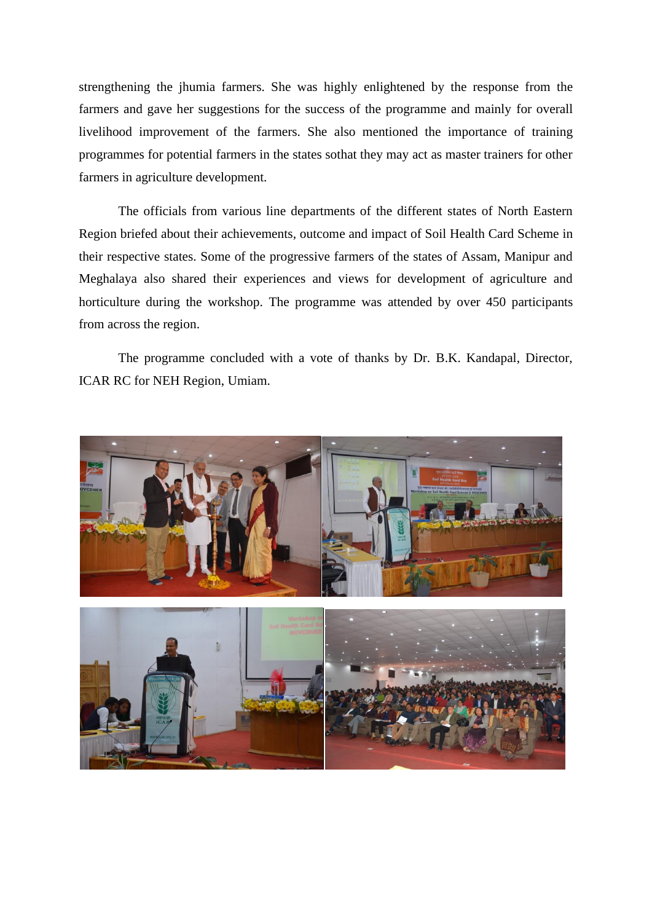strengthening the jhumia farmers. She was highly enlightened by the response from the farmers and gave her suggestions for the success of the programme and mainly for overall livelihood improvement of the farmers. She also mentioned the importance of training programmes for potential farmers in the states sothat they may act as master trainers for other farmers in agriculture development.

The officials from various line departments of the different states of North Eastern Region briefed about their achievements, outcome and impact of Soil Health Card Scheme in their respective states. Some of the progressive farmers of the states of Assam, Manipur and Meghalaya also shared their experiences and views for development of agriculture and horticulture during the workshop. The programme was attended by over 450 participants from across the region.

The programme concluded with a vote of thanks by Dr. B.K. Kandapal, Director, ICAR RC for NEH Region, Umiam.